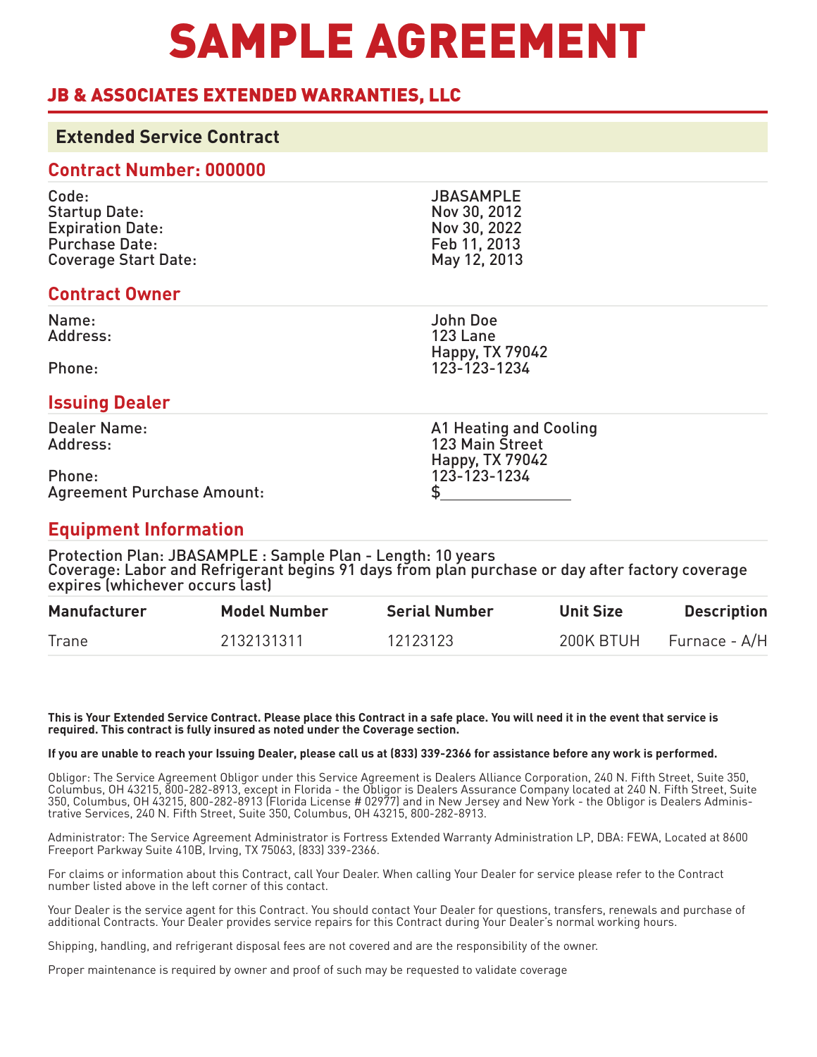# SAMPLE AGREEMENT

## JB & ASSOCIATES EXTENDED WARRANTIES, LLC

### Extended Service Contract

### Contract Number: 000000

| | |
|---|---|
| Code: | JBASAMPLE |
| Startup Date: | Nov 30, 2012 |
| Expiration Date: | Nov 30, 2022 |
| Purchase Date: | Feb 11, 2013 |
| Coverage Start Date: | May 12, 2013 |

### Contract Owner

| | |
|---|---|
| Name: | John Doe |
| Address: | 123 Lane<br>Happy, TX 79042 |
| Phone: | 123-123-1234 |

### Issuing Dealer

| | |
|---|---|
| Dealer Name: | A1 Heating and Cooling |
| Address: | 123 Main Street<br>Happy, TX 79042 |
| Phone: | 123-123-1234 |
| Agreement Purchase Amount: | $_______________ |

### Equipment Information

Protection Plan: JBASAMPLE : Sample Plan - Length: 10 years
Coverage: Labor and Refrigerant begins 91 days from plan purchase or day after factory coverage expires (whichever occurs last)

| Manufacturer | Model Number | Serial Number | Unit Size | Description |
|---|---|---|---|---|
| Trane | 2132131311 | 12123123 | 200K BTUH | Furnace - A/H |

**This is Your Extended Service Contract. Please place this Contract in a safe place. You will need it in the event that service is required. This contract is fully insured as noted under the Coverage section.**

**If you are unable to reach your Issuing Dealer, please call us at (833) 339-2366 for assistance before any work is performed.**

Obligor: The Service Agreement Obligor under this Service Agreement is Dealers Alliance Corporation, 240 N. Fifth Street, Suite 350, Columbus, OH 43215, 800-282-8913, except in Florida - the Obligor is Dealers Assurance Company located at 240 N. Fifth Street, Suite 350, Columbus, OH 43215, 800-282-8913 (Florida License # 02977) and in New Jersey and New York - the Obligor is Dealers Administrative Services, 240 N. Fifth Street, Suite 350, Columbus, OH 43215, 800-282-8913.

Administrator: The Service Agreement Administrator is Fortress Extended Warranty Administration LP, DBA: FEWA, Located at 8600 Freeport Parkway Suite 410B, Irving, TX 75063, (833) 339-2366.

For claims or information about this Contract, call Your Dealer. When calling Your Dealer for service please refer to the Contract number listed above in the left corner of this contact.

Your Dealer is the service agent for this Contract. You should contact Your Dealer for questions, transfers, renewals and purchase of additional Contracts. Your Dealer provides service repairs for this Contract during Your Dealer's normal working hours.

Shipping, handling, and refrigerant disposal fees are not covered and are the responsibility of the owner.

Proper maintenance is required by owner and proof of such may be requested to validate coverage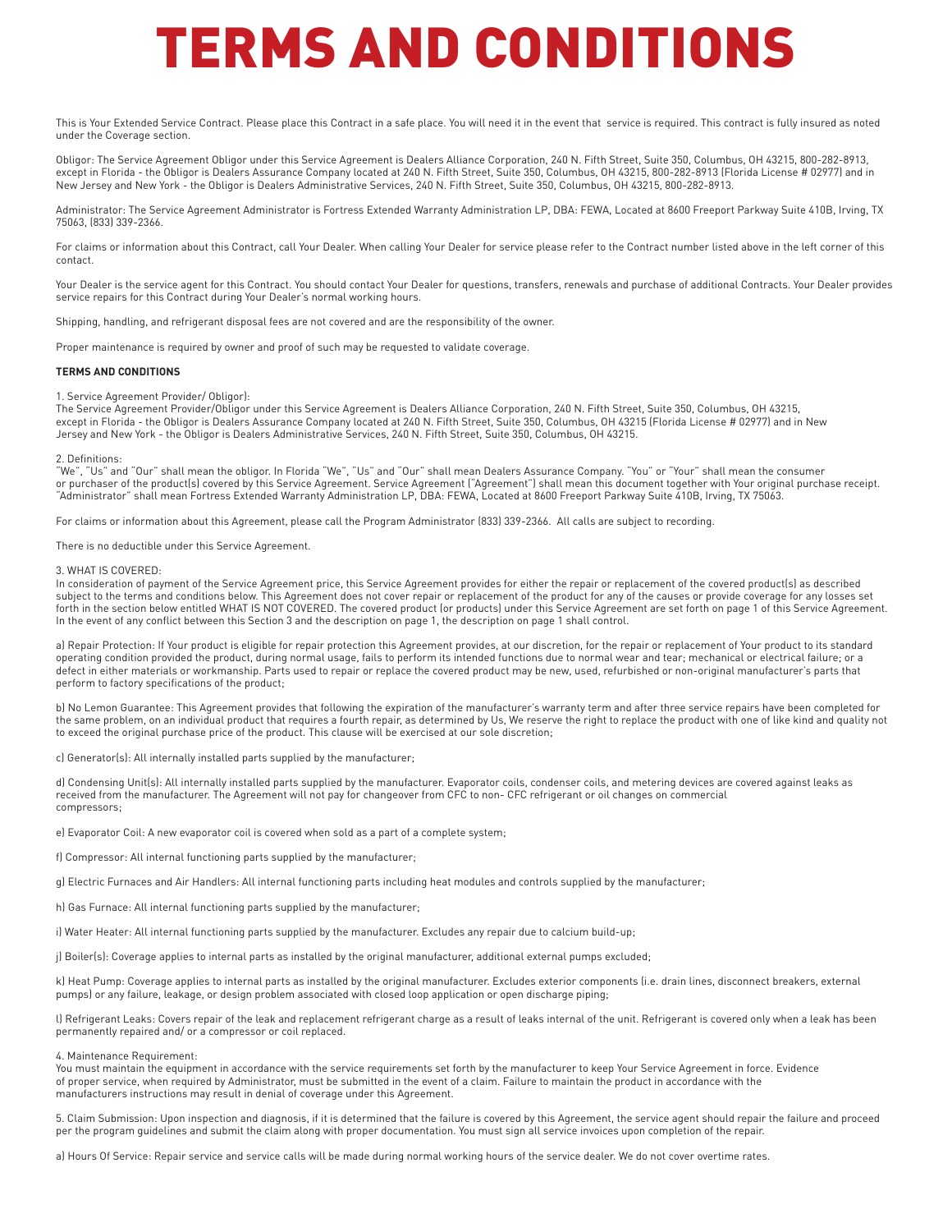# TERMS AND CONDITIONS

This is Your Extended Service Contract. Please place this Contract in a safe place. You will need it in the event that service is required. This contract is fully insured as noted under the Coverage section.

Obligor: The Service Agreement Obligor under this Service Agreement is Dealers Alliance Corporation, 240 N. Fifth Street, Suite 350, Columbus, OH 43215, 800-282-8913, except in Florida - the Obligor is Dealers Assurance Company located at 240 N. Fifth Street, Suite 350, Columbus, OH 43215, 800-282-8913 (Florida License # 02977) and in New Jersey and New York - the Obligor is Dealers Administrative Services, 240 N. Fifth Street, Suite 350, Columbus, OH 43215, 800-282-8913.

Administrator: The Service Agreement Administrator is Fortress Extended Warranty Administration LP, DBA: FEWA, Located at 8600 Freeport Parkway Suite 410B, Irving, TX 75063, (833) 339-2366.

For claims or information about this Contract, call Your Dealer. When calling Your Dealer for service please refer to the Contract number listed above in the left corner of this contact.

Your Dealer is the service agent for this Contract. You should contact Your Dealer for questions, transfers, renewals and purchase of additional Contracts. Your Dealer provides service repairs for this Contract during Your Dealer's normal working hours.

Shipping, handling, and refrigerant disposal fees are not covered and are the responsibility of the owner.

Proper maintenance is required by owner and proof of such may be requested to validate coverage.

**TERMS AND CONDITIONS**

1. Service Agreement Provider/ Obligor):
The Service Agreement Provider/Obligor under this Service Agreement is Dealers Alliance Corporation, 240 N. Fifth Street, Suite 350, Columbus, OH 43215, except in Florida - the Obligor is Dealers Assurance Company located at 240 N. Fifth Street, Suite 350, Columbus, OH 43215 (Florida License # 02977) and in New Jersey and New York - the Obligor is Dealers Administrative Services, 240 N. Fifth Street, Suite 350, Columbus, OH 43215.

2. Definitions:
"We", "Us" and "Our" shall mean the obligor. In Florida "We", "Us" and "Our" shall mean Dealers Assurance Company. "You" or "Your" shall mean the consumer or purchaser of the product(s) covered by this Service Agreement. Service Agreement ("Agreement") shall mean this document together with Your original purchase receipt. "Administrator" shall mean Fortress Extended Warranty Administration LP, DBA: FEWA, Located at 8600 Freeport Parkway Suite 410B, Irving, TX 75063.

For claims or information about this Agreement, please call the Program Administrator (833) 339-2366. All calls are subject to recording.

There is no deductible under this Service Agreement.

3. WHAT IS COVERED:
In consideration of payment of the Service Agreement price, this Service Agreement provides for either the repair or replacement of the covered product(s) as described subject to the terms and conditions below. This Agreement does not cover repair or replacement of the product for any of the causes or provide coverage for any losses set forth in the section below entitled WHAT IS NOT COVERED. The covered product (or products) under this Service Agreement are set forth on page 1 of this Service Agreement. In the event of any conflict between this Section 3 and the description on page 1, the description on page 1 shall control.

a) Repair Protection: If Your product is eligible for repair protection this Agreement provides, at our discretion, for the repair or replacement of Your product to its standard operating condition provided the product, during normal usage, fails to perform its intended functions due to normal wear and tear; mechanical or electrical failure; or a defect in either materials or workmanship. Parts used to repair or replace the covered product may be new, used, refurbished or non-original manufacturer's parts that perform to factory specifications of the product;

b) No Lemon Guarantee: This Agreement provides that following the expiration of the manufacturer's warranty term and after three service repairs have been completed for the same problem, on an individual product that requires a fourth repair, as determined by Us, We reserve the right to replace the product with one of like kind and quality not to exceed the original purchase price of the product. This clause will be exercised at our sole discretion;

c) Generator(s): All internally installed parts supplied by the manufacturer;

d) Condensing Unit(s): All internally installed parts supplied by the manufacturer. Evaporator coils, condenser coils, and metering devices are covered against leaks as received from the manufacturer. The Agreement will not pay for changeover from CFC to non- CFC refrigerant or oil changes on commercial compressors;

e) Evaporator Coil: A new evaporator coil is covered when sold as a part of a complete system;

f) Compressor: All internal functioning parts supplied by the manufacturer;

g) Electric Furnaces and Air Handlers: All internal functioning parts including heat modules and controls supplied by the manufacturer;

h) Gas Furnace: All internal functioning parts supplied by the manufacturer;

i) Water Heater: All internal functioning parts supplied by the manufacturer. Excludes any repair due to calcium build-up;

j) Boiler(s): Coverage applies to internal parts as installed by the original manufacturer, additional external pumps excluded;

k) Heat Pump: Coverage applies to internal parts as installed by the original manufacturer. Excludes exterior components (i.e. drain lines, disconnect breakers, external pumps) or any failure, leakage, or design problem associated with closed loop application or open discharge piping;

l) Refrigerant Leaks: Covers repair of the leak and replacement refrigerant charge as a result of leaks internal of the unit. Refrigerant is covered only when a leak has been permanently repaired and/ or a compressor or coil replaced.

4. Maintenance Requirement:
You must maintain the equipment in accordance with the service requirements set forth by the manufacturer to keep Your Service Agreement in force. Evidence of proper service, when required by Administrator, must be submitted in the event of a claim. Failure to maintain the product in accordance with the manufacturers instructions may result in denial of coverage under this Agreement.

5. Claim Submission: Upon inspection and diagnosis, if it is determined that the failure is covered by this Agreement, the service agent should repair the failure and proceed per the program guidelines and submit the claim along with proper documentation. You must sign all service invoices upon completion of the repair.

a) Hours Of Service: Repair service and service calls will be made during normal working hours of the service dealer. We do not cover overtime rates.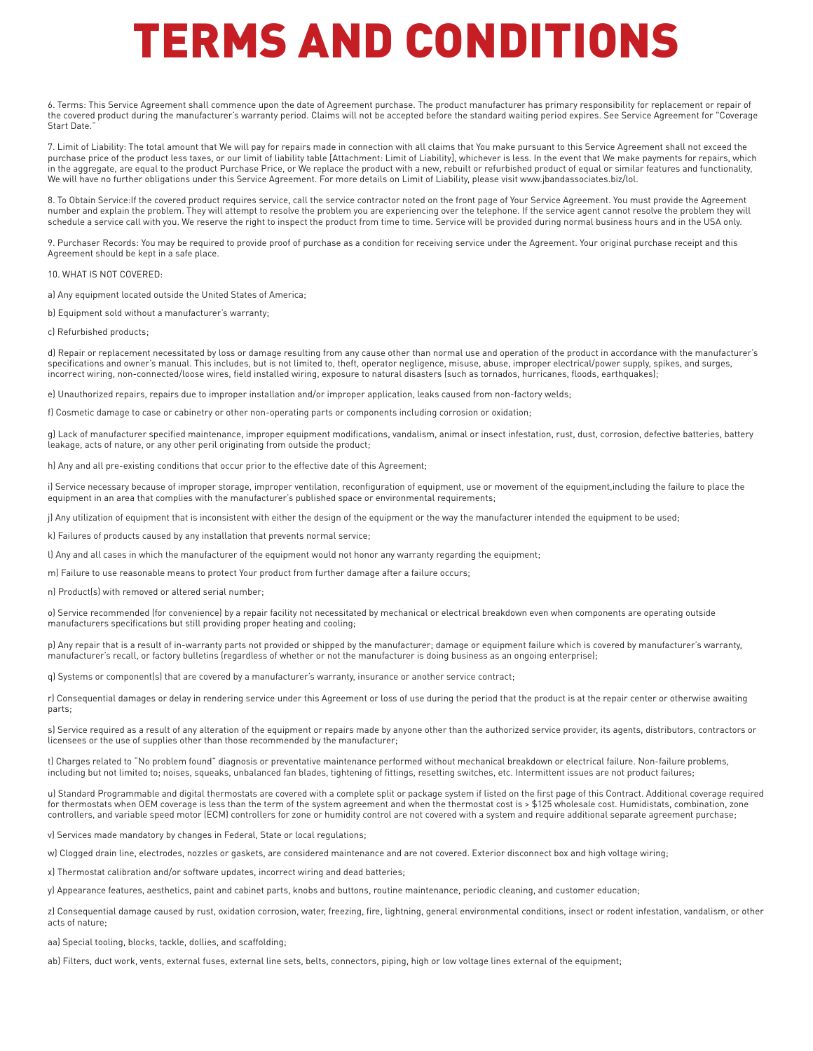# TERMS AND CONDITIONS

6. Terms: This Service Agreement shall commence upon the date of Agreement purchase. The product manufacturer has primary responsibility for replacement or repair of the covered product during the manufacturer's warranty period. Claims will not be accepted before the standard waiting period expires. See Service Agreement for "Coverage Start Date."

7. Limit of Liability: The total amount that We will pay for repairs made in connection with all claims that You make pursuant to this Service Agreement shall not exceed the purchase price of the product less taxes, or our limit of liability table (Attachment: Limit of Liability), whichever is less. In the event that We make payments for repairs, which in the aggregate, are equal to the product Purchase Price, or We replace the product with a new, rebuilt or refurbished product of equal or similar features and functionality, We will have no further obligations under this Service Agreement. For more details on Limit of Liability, please visit www.jbandassociates.biz/lol.

8. To Obtain Service:If the covered product requires service, call the service contractor noted on the front page of Your Service Agreement. You must provide the Agreement number and explain the problem. They will attempt to resolve the problem you are experiencing over the telephone. If the service agent cannot resolve the problem they will schedule a service call with you. We reserve the right to inspect the product from time to time. Service will be provided during normal business hours and in the USA only.

9. Purchaser Records: You may be required to provide proof of purchase as a condition for receiving service under the Agreement. Your original purchase receipt and this Agreement should be kept in a safe place.

10. WHAT IS NOT COVERED:

a) Any equipment located outside the United States of America;

b) Equipment sold without a manufacturer's warranty;

c) Refurbished products;

d) Repair or replacement necessitated by loss or damage resulting from any cause other than normal use and operation of the product in accordance with the manufacturer's specifications and owner's manual. This includes, but is not limited to, theft, operator negligence, misuse, abuse, improper electrical/power supply, spikes, and surges, incorrect wiring, non-connected/loose wires, field installed wiring, exposure to natural disasters (such as tornados, hurricanes, floods, earthquakes);

e) Unauthorized repairs, repairs due to improper installation and/or improper application, leaks caused from non-factory welds;

f) Cosmetic damage to case or cabinetry or other non-operating parts or components including corrosion or oxidation;

g) Lack of manufacturer specified maintenance, improper equipment modifications, vandalism, animal or insect infestation, rust, dust, corrosion, defective batteries, battery leakage, acts of nature, or any other peril originating from outside the product;

h) Any and all pre-existing conditions that occur prior to the effective date of this Agreement;

i) Service necessary because of improper storage, improper ventilation, reconfiguration of equipment, use or movement of the equipment,including the failure to place the equipment in an area that complies with the manufacturer's published space or environmental requirements;

j) Any utilization of equipment that is inconsistent with either the design of the equipment or the way the manufacturer intended the equipment to be used;

k) Failures of products caused by any installation that prevents normal service;

l) Any and all cases in which the manufacturer of the equipment would not honor any warranty regarding the equipment;

m) Failure to use reasonable means to protect Your product from further damage after a failure occurs;

n) Product(s) with removed or altered serial number;

o) Service recommended (for convenience) by a repair facility not necessitated by mechanical or electrical breakdown even when components are operating outside manufacturers specifications but still providing proper heating and cooling;

p) Any repair that is a result of in-warranty parts not provided or shipped by the manufacturer; damage or equipment failure which is covered by manufacturer's warranty, manufacturer's recall, or factory bulletins (regardless of whether or not the manufacturer is doing business as an ongoing enterprise);

q) Systems or component(s) that are covered by a manufacturer's warranty, insurance or another service contract;

r) Consequential damages or delay in rendering service under this Agreement or loss of use during the period that the product is at the repair center or otherwise awaiting parts;

s) Service required as a result of any alteration of the equipment or repairs made by anyone other than the authorized service provider, its agents, distributors, contractors or licensees or the use of supplies other than those recommended by the manufacturer;

t) Charges related to "No problem found" diagnosis or preventative maintenance performed without mechanical breakdown or electrical failure. Non-failure problems, including but not limited to; noises, squeaks, unbalanced fan blades, tightening of fittings, resetting switches, etc. Intermittent issues are not product failures;

u) Standard Programmable and digital thermostats are covered with a complete split or package system if listed on the first page of this Contract. Additional coverage required for thermostats when OEM coverage is less than the term of the system agreement and when the thermostat cost is > $125 wholesale cost. Humidistats, combination, zone controllers, and variable speed motor (ECM) controllers for zone or humidity control are not covered with a system and require additional separate agreement purchase;

v) Services made mandatory by changes in Federal, State or local regulations;

w) Clogged drain line, electrodes, nozzles or gaskets, are considered maintenance and are not covered. Exterior disconnect box and high voltage wiring;

x) Thermostat calibration and/or software updates, incorrect wiring and dead batteries;

y) Appearance features, aesthetics, paint and cabinet parts, knobs and buttons, routine maintenance, periodic cleaning, and customer education;

z) Consequential damage caused by rust, oxidation corrosion, water, freezing, fire, lightning, general environmental conditions, insect or rodent infestation, vandalism, or other acts of nature;

aa) Special tooling, blocks, tackle, dollies, and scaffolding;

ab) Filters, duct work, vents, external fuses, external line sets, belts, connectors, piping, high or low voltage lines external of the equipment;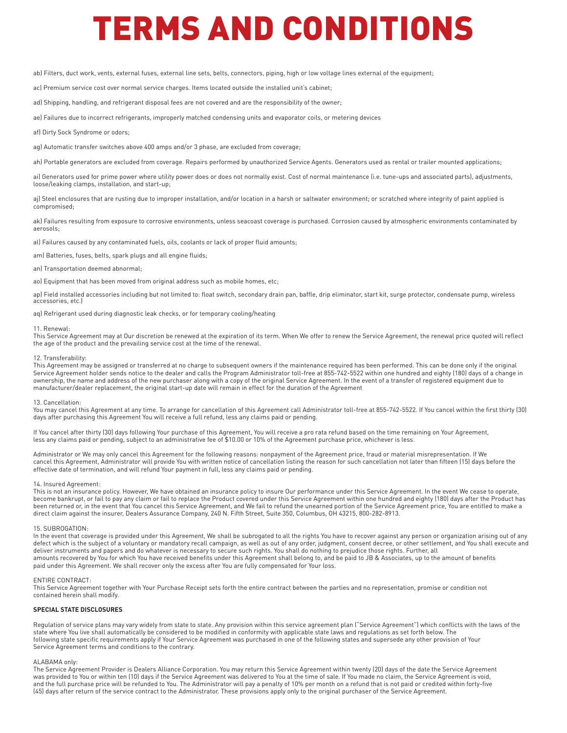# TERMS AND CONDITIONS

ab) Filters, duct work, vents, external fuses, external line sets, belts, connectors, piping, high or low voltage lines external of the equipment;

ac) Premium service cost over normal service charges. Items located outside the installed unit's cabinet;

ad) Shipping, handling, and refrigerant disposal fees are not covered and are the responsibility of the owner;

ae) Failures due to incorrect refrigerants, improperly matched condensing units and evaporator coils, or metering devices

af) Dirty Sock Syndrome or odors;

ag) Automatic transfer switches above 400 amps and/or 3 phase, are excluded from coverage;

ah) Portable generators are excluded from coverage. Repairs performed by unauthorized Service Agents. Generators used as rental or trailer mounted applications;

ai) Generators used for prime power where utility power does or does not normally exist. Cost of normal maintenance (i.e. tune-ups and associated parts), adjustments, loose/leaking clamps, installation, and start-up;

aj) Steel enclosures that are rusting due to improper installation, and/or location in a harsh or saltwater environment; or scratched where integrity of paint applied is compromised;

ak) Failures resulting from exposure to corrosive environments, unless seacoast coverage is purchased. Corrosion caused by atmospheric environments contaminated by aerosols;

al) Failures caused by any contaminated fuels, oils, coolants or lack of proper fluid amounts;

am) Batteries, fuses, belts, spark plugs and all engine fluids;

an) Transportation deemed abnormal;

ao) Equipment that has been moved from original address such as mobile homes, etc;

ap) Field installed accessories including but not limited to: float switch, secondary drain pan, baffle, drip eliminator, start kit, surge protector, condensate pump, wireless accessories, etc.)

aq) Refrigerant used during diagnostic leak checks, or for temporary cooling/heating

11. Renewal:
This Service Agreement may at Our discretion be renewed at the expiration of its term. When We offer to renew the Service Agreement, the renewal price quoted will reflect the age of the product and the prevailing service cost at the time of the renewal.

12. Transferability:
This Agreement may be assigned or transferred at no charge to subsequent owners if the maintenance required has been performed. This can be done only if the original Service Agreement holder sends notice to the dealer and calls the Program Administrator toll-free at 855-742-5522 within one hundred and eighty (180) days of a change in ownership, the name and address of the new purchaser along with a copy of the original Service Agreement. In the event of a transfer of registered equipment due to manufacturer/dealer replacement, the original start-up date will remain in effect for the duration of the Agreement

13. Cancellation:
You may cancel this Agreement at any time. To arrange for cancellation of this Agreement call Administrator toll-free at 855-742-5522. If You cancel within the first thirty (30) days after purchasing this Agreement You will receive a full refund, less any claims paid or pending.

If You cancel after thirty (30) days following Your purchase of this Agreement, You will receive a pro rata refund based on the time remaining on Your Agreement, less any claims paid or pending, subject to an administrative fee of $10.00 or 10% of the Agreement purchase price, whichever is less.

Administrator or We may only cancel this Agreement for the following reasons: nonpayment of the Agreement price, fraud or material misrepresentation. If We cancel this Agreement, Administrator will provide You with written notice of cancellation listing the reason for such cancellation not later than fifteen (15) days before the effective date of termination, and will refund Your payment in full, less any claims paid or pending.

14. Insured Agreement:
This is not an insurance policy. However, We have obtained an insurance policy to insure Our performance under this Service Agreement. In the event We cease to operate, become bankrupt, or fail to pay any claim or fail to replace the Product covered under this Service Agreement within one hundred and eighty (180) days after the Product has been returned or, in the event that You cancel this Service Agreement, and We fail to refund the unearned portion of the Service Agreement price, You are entitled to make a direct claim against the insurer, Dealers Assurance Company, 240 N. Fifth Street, Suite 350, Columbus, OH 43215, 800-282-8913.

15. SUBROGATION:
In the event that coverage is provided under this Agreement, We shall be subrogated to all the rights You have to recover against any person or organization arising out of any defect which is the subject of a voluntary or mandatory recall campaign, as well as out of any order, judgment, consent decree, or other settlement, and You shall execute and deliver instruments and papers and do whatever is necessary to secure such rights. You shall do nothing to prejudice those rights. Further, all amounts recovered by You for which You have received benefits under this Agreement shall belong to, and be paid to JB & Associates, up to the amount of benefits paid under this Agreement. We shall recover only the excess after You are fully compensated for Your loss.

ENTIRE CONTRACT:
This Service Agreement together with Your Purchase Receipt sets forth the entire contract between the parties and no representation, promise or condition not contained herein shall modify.

**SPECIAL STATE DISCLOSURES**

Regulation of service plans may vary widely from state to state. Any provision within this service agreement plan ("Service Agreement") which conflicts with the laws of the state where You live shall automatically be considered to be modified in conformity with applicable state laws and regulations as set forth below. The following state specific requirements apply if Your Service Agreement was purchased in one of the following states and supersede any other provision of Your Service Agreement terms and conditions to the contrary.

ALABAMA only:
The Service Agreement Provider is Dealers Alliance Corporation. You may return this Service Agreement within twenty (20) days of the date the Service Agreement was provided to You or within ten (10) days if the Service Agreement was delivered to You at the time of sale. If You made no claim, the Service Agreement is void, and the full purchase price will be refunded to You. The Administrator will pay a penalty of 10% per month on a refund that is not paid or credited within forty-five (45) days after return of the service contract to the Administrator. These provisions apply only to the original purchaser of the Service Agreement.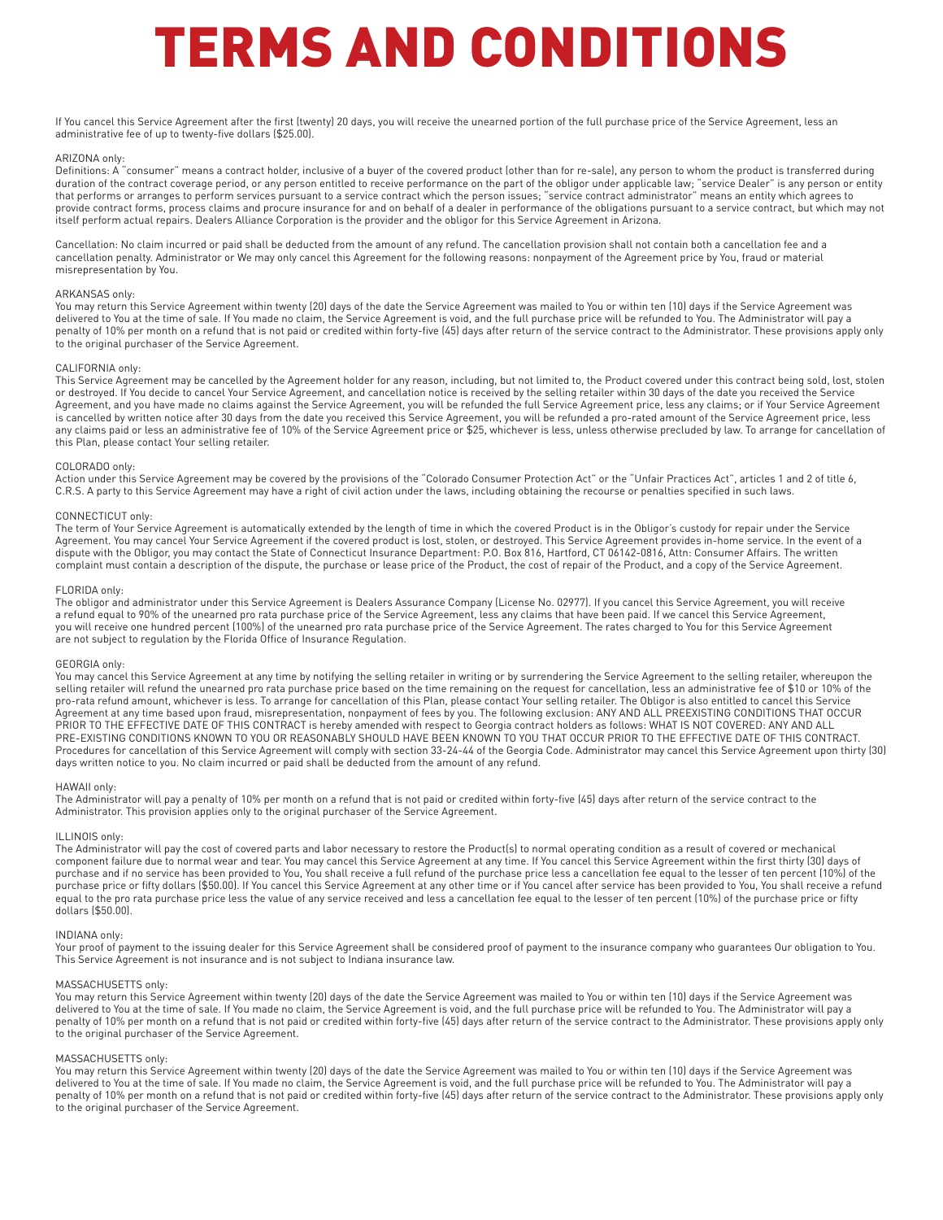# TERMS AND CONDITIONS

If You cancel this Service Agreement after the first (twenty) 20 days, you will receive the unearned portion of the full purchase price of the Service Agreement, less an administrative fee of up to twenty-five dollars ($25.00).

ARIZONA only:
Definitions: A "consumer" means a contract holder, inclusive of a buyer of the covered product (other than for re-sale), any person to whom the product is transferred during duration of the contract coverage period, or any person entitled to receive performance on the part of the obligor under applicable law; "service Dealer" is any person or entity that performs or arranges to perform services pursuant to a service contract which the person issues; "service contract administrator" means an entity which agrees to provide contract forms, process claims and procure insurance for and on behalf of a dealer in performance of the obligations pursuant to a service contract, but which may not itself perform actual repairs. Dealers Alliance Corporation is the provider and the obligor for this Service Agreement in Arizona.

Cancellation: No claim incurred or paid shall be deducted from the amount of any refund. The cancellation provision shall not contain both a cancellation fee and a cancellation penalty. Administrator or We may only cancel this Agreement for the following reasons: nonpayment of the Agreement price by You, fraud or material misrepresentation by You.

ARKANSAS only:
You may return this Service Agreement within twenty (20) days of the date the Service Agreement was mailed to You or within ten (10) days if the Service Agreement was delivered to You at the time of sale. If You made no claim, the Service Agreement is void, and the full purchase price will be refunded to You. The Administrator will pay a penalty of 10% per month on a refund that is not paid or credited within forty-five (45) days after return of the service contract to the Administrator. These provisions apply only to the original purchaser of the Service Agreement.

CALIFORNIA only:
This Service Agreement may be cancelled by the Agreement holder for any reason, including, but not limited to, the Product covered under this contract being sold, lost, stolen or destroyed. If You decide to cancel Your Service Agreement, and cancellation notice is received by the selling retailer within 30 days of the date you received the Service Agreement, and you have made no claims against the Service Agreement, you will be refunded the full Service Agreement price, less any claims; or if Your Service Agreement is cancelled by written notice after 30 days from the date you received this Service Agreement, you will be refunded a pro-rated amount of the Service Agreement price, less any claims paid or less an administrative fee of 10% of the Service Agreement price or $25, whichever is less, unless otherwise precluded by law. To arrange for cancellation of this Plan, please contact Your selling retailer.

COLORADO only:
Action under this Service Agreement may be covered by the provisions of the "Colorado Consumer Protection Act" or the "Unfair Practices Act", articles 1 and 2 of title 6, C.R.S. A party to this Service Agreement may have a right of civil action under the laws, including obtaining the recourse or penalties specified in such laws.

CONNECTICUT only:
The term of Your Service Agreement is automatically extended by the length of time in which the covered Product is in the Obligor's custody for repair under the Service Agreement. You may cancel Your Service Agreement if the covered product is lost, stolen, or destroyed. This Service Agreement provides in-home service. In the event of a dispute with the Obligor, you may contact the State of Connecticut Insurance Department: P.O. Box 816, Hartford, CT 06142-0816, Attn: Consumer Affairs. The written complaint must contain a description of the dispute, the purchase or lease price of the Product, the cost of repair of the Product, and a copy of the Service Agreement.

FLORIDA only:
The obligor and administrator under this Service Agreement is Dealers Assurance Company (License No. 02977). If you cancel this Service Agreement, you will receive a refund equal to 90% of the unearned pro rata purchase price of the Service Agreement, less any claims that have been paid. If we cancel this Service Agreement, you will receive one hundred percent (100%) of the unearned pro rata purchase price of the Service Agreement. The rates charged to You for this Service Agreement are not subject to regulation by the Florida Office of Insurance Regulation.

GEORGIA only:
You may cancel this Service Agreement at any time by notifying the selling retailer in writing or by surrendering the Service Agreement to the selling retailer, whereupon the selling retailer will refund the unearned pro rata purchase price based on the time remaining on the request for cancellation, less an administrative fee of $10 or 10% of the pro-rata refund amount, whichever is less. To arrange for cancellation of this Plan, please contact Your selling retailer. The Obligor is also entitled to cancel this Service Agreement at any time based upon fraud, misrepresentation, nonpayment of fees by you. The following exclusion: ANY AND ALL PREEXISTING CONDITIONS THAT OCCUR PRIOR TO THE EFFECTIVE DATE OF THIS CONTRACT is hereby amended with respect to Georgia contract holders as follows: WHAT IS NOT COVERED: ANY AND ALL PRE-EXISTING CONDITIONS KNOWN TO YOU OR REASONABLY SHOULD HAVE BEEN KNOWN TO YOU THAT OCCUR PRIOR TO THE EFFECTIVE DATE OF THIS CONTRACT. Procedures for cancellation of this Service Agreement will comply with section 33-24-44 of the Georgia Code. Administrator may cancel this Service Agreement upon thirty (30) days written notice to you. No claim incurred or paid shall be deducted from the amount of any refund.

HAWAII only:
The Administrator will pay a penalty of 10% per month on a refund that is not paid or credited within forty-five (45) days after return of the service contract to the Administrator. This provision applies only to the original purchaser of the Service Agreement.

ILLINOIS only:
The Administrator will pay the cost of covered parts and labor necessary to restore the Product(s) to normal operating condition as a result of covered or mechanical component failure due to normal wear and tear. You may cancel this Service Agreement at any time. If You cancel this Service Agreement within the first thirty (30) days of purchase and if no service has been provided to You, You shall receive a full refund of the purchase price less a cancellation fee equal to the lesser of ten percent (10%) of the purchase price or fifty dollars ($50.00). If You cancel this Service Agreement at any other time or if You cancel after service has been provided to You, You shall receive a refund equal to the pro rata purchase price less the value of any service received and less a cancellation fee equal to the lesser of ten percent (10%) of the purchase price or fifty dollars ($50.00).

INDIANA only:
Your proof of payment to the issuing dealer for this Service Agreement shall be considered proof of payment to the insurance company who guarantees Our obligation to You. This Service Agreement is not insurance and is not subject to Indiana insurance law.

MASSACHUSETTS only:
You may return this Service Agreement within twenty (20) days of the date the Service Agreement was mailed to You or within ten (10) days if the Service Agreement was delivered to You at the time of sale. If You made no claim, the Service Agreement is void, and the full purchase price will be refunded to You. The Administrator will pay a penalty of 10% per month on a refund that is not paid or credited within forty-five (45) days after return of the service contract to the Administrator. These provisions apply only to the original purchaser of the Service Agreement.

MASSACHUSETTS only:
You may return this Service Agreement within twenty (20) days of the date the Service Agreement was mailed to You or within ten (10) days if the Service Agreement was delivered to You at the time of sale. If You made no claim, the Service Agreement is void, and the full purchase price will be refunded to You. The Administrator will pay a penalty of 10% per month on a refund that is not paid or credited within forty-five (45) days after return of the service contract to the Administrator. These provisions apply only to the original purchaser of the Service Agreement.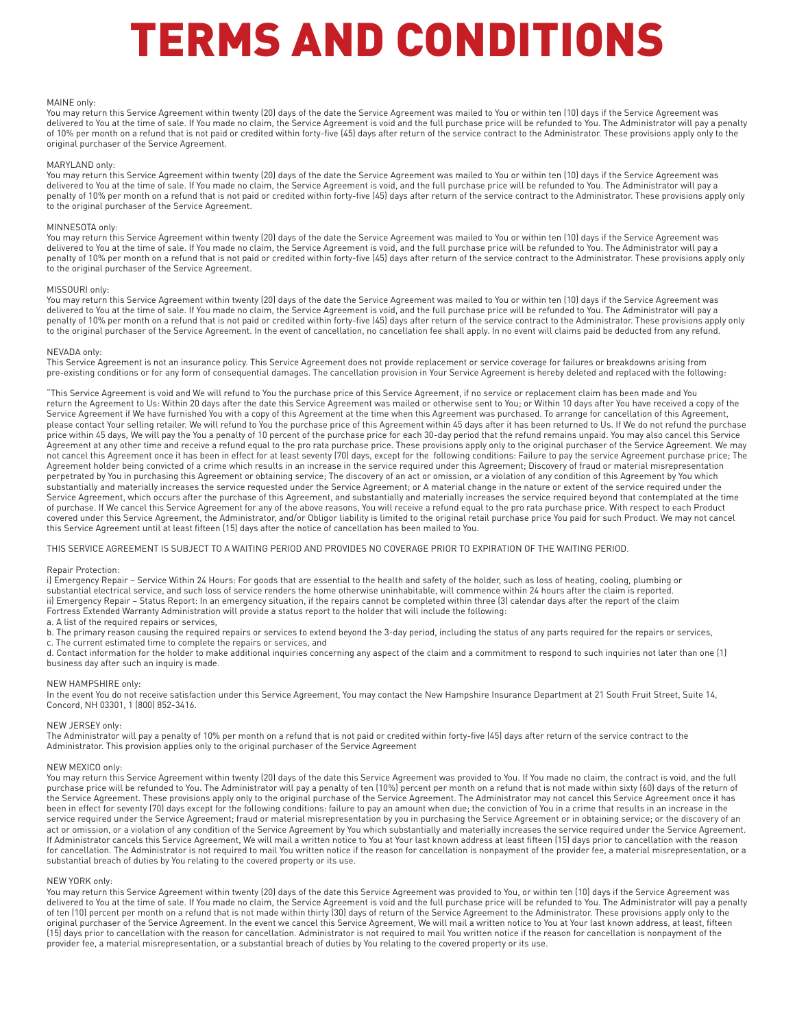# TERMS AND CONDITIONS

MAINE only:
You may return this Service Agreement within twenty (20) days of the date the Service Agreement was mailed to You or within ten (10) days if the Service Agreement was delivered to You at the time of sale. If You made no claim, the Service Agreement is void and the full purchase price will be refunded to You. The Administrator will pay a penalty of 10% per month on a refund that is not paid or credited within forty-five (45) days after return of the service contract to the Administrator. These provisions apply only to the original purchaser of the Service Agreement.

MARYLAND only:
You may return this Service Agreement within twenty (20) days of the date the Service Agreement was mailed to You or within ten (10) days if the Service Agreement was delivered to You at the time of sale. If You made no claim, the Service Agreement is void, and the full purchase price will be refunded to You. The Administrator will pay a penalty of 10% per month on a refund that is not paid or credited within forty-five (45) days after return of the service contract to the Administrator. These provisions apply only to the original purchaser of the Service Agreement.

MINNESOTA only:
You may return this Service Agreement within twenty (20) days of the date the Service Agreement was mailed to You or within ten (10) days if the Service Agreement was delivered to You at the time of sale. If You made no claim, the Service Agreement is void, and the full purchase price will be refunded to You. The Administrator will pay a penalty of 10% per month on a refund that is not paid or credited within forty-five (45) days after return of the service contract to the Administrator. These provisions apply only to the original purchaser of the Service Agreement.

MISSOURI only:
You may return this Service Agreement within twenty (20) days of the date the Service Agreement was mailed to You or within ten (10) days if the Service Agreement was delivered to You at the time of sale. If You made no claim, the Service Agreement is void, and the full purchase price will be refunded to You. The Administrator will pay a penalty of 10% per month on a refund that is not paid or credited within forty-five (45) days after return of the service contract to the Administrator. These provisions apply only to the original purchaser of the Service Agreement. In the event of cancellation, no cancellation fee shall apply. In no event will claims paid be deducted from any refund.

NEVADA only:
This Service Agreement is not an insurance policy. This Service Agreement does not provide replacement or service coverage for failures or breakdowns arising from pre-existing conditions or for any form of consequential damages. The cancellation provision in Your Service Agreement is hereby deleted and replaced with the following:

"This Service Agreement is void and We will refund to You the purchase price of this Service Agreement, if no service or replacement claim has been made and You return the Agreement to Us: Within 20 days after the date this Service Agreement was mailed or otherwise sent to You; or Within 10 days after You have received a copy of the Service Agreement if We have furnished You with a copy of this Agreement at the time when this Agreement was purchased. To arrange for cancellation of this Agreement, please contact Your selling retailer. We will refund to You the purchase price of this Agreement within 45 days after it has been returned to Us. If We do not refund the purchase price within 45 days, We will pay the You a penalty of 10 percent of the purchase price for each 30-day period that the refund remains unpaid. You may also cancel this Service Agreement at any other time and receive a refund equal to the pro rata purchase price. These provisions apply only to the original purchaser of the Service Agreement. We may not cancel this Agreement once it has been in effect for at least seventy (70) days, except for the following conditions: Failure to pay the service Agreement purchase price; The Agreement holder being convicted of a crime which results in an increase in the service required under this Agreement; Discovery of fraud or material misrepresentation perpetrated by You in purchasing this Agreement or obtaining service; The discovery of an act or omission, or a violation of any condition of this Agreement by You which substantially and materially increases the service requested under the Service Agreement; or A material change in the nature or extent of the service required under the Service Agreement, which occurs after the purchase of this Agreement, and substantially and materially increases the service required beyond that contemplated at the time of purchase. If We cancel this Service Agreement for any of the above reasons, You will receive a refund equal to the pro rata purchase price. With respect to each Product covered under this Service Agreement, the Administrator, and/or Obligor liability is limited to the original retail purchase price You paid for such Product. We may not cancel this Service Agreement until at least fifteen (15) days after the notice of cancellation has been mailed to You.

THIS SERVICE AGREEMENT IS SUBJECT TO A WAITING PERIOD AND PROVIDES NO COVERAGE PRIOR TO EXPIRATION OF THE WAITING PERIOD.

Repair Protection:
i) Emergency Repair – Service Within 24 Hours: For goods that are essential to the health and safety of the holder, such as loss of heating, cooling, plumbing or substantial electrical service, and such loss of service renders the home otherwise uninhabitable, will commence within 24 hours after the claim is reported.
ii) Emergency Repair – Status Report: In an emergency situation, if the repairs cannot be completed within three (3) calendar days after the report of the claim Fortress Extended Warranty Administration will provide a status report to the holder that will include the following:
a. A list of the required repairs or services,
b. The primary reason causing the required repairs or services to extend beyond the 3-day period, including the status of any parts required for the repairs or services,
c. The current estimated time to complete the repairs or services, and
d. Contact information for the holder to make additional inquiries concerning any aspect of the claim and a commitment to respond to such inquiries not later than one (1) business day after such an inquiry is made.

NEW HAMPSHIRE only:
In the event You do not receive satisfaction under this Service Agreement, You may contact the New Hampshire Insurance Department at 21 South Fruit Street, Suite 14, Concord, NH 03301, 1 (800) 852-3416.

NEW JERSEY only:
The Administrator will pay a penalty of 10% per month on a refund that is not paid or credited within forty-five (45) days after return of the service contract to the Administrator. This provision applies only to the original purchaser of the Service Agreement

NEW MEXICO only:
You may return this Service Agreement within twenty (20) days of the date this Service Agreement was provided to You. If You made no claim, the contract is void, and the full purchase price will be refunded to You. The Administrator will pay a penalty of ten (10%) percent per month on a refund that is not made within sixty (60) days of the return of the Service Agreement. These provisions apply only to the original purchase of the Service Agreement. The Administrator may not cancel this Service Agreement once it has been in effect for seventy (70) days except for the following conditions: failure to pay an amount when due; the conviction of You in a crime that results in an increase in the service required under the Service Agreement; fraud or material misrepresentation by you in purchasing the Service Agreement or in obtaining service; or the discovery of an act or omission, or a violation of any condition of the Service Agreement by You which substantially and materially increases the service required under the Service Agreement. If Administrator cancels this Service Agreement, We will mail a written notice to You at Your last known address at least fifteen (15) days prior to cancellation with the reason for cancellation. The Administrator is not required to mail You written notice if the reason for cancellation is nonpayment of the provider fee, a material misrepresentation, or a substantial breach of duties by You relating to the covered property or its use.

NEW YORK only:
You may return this Service Agreement within twenty (20) days of the date this Service Agreement was provided to You, or within ten (10) days if the Service Agreement was delivered to You at the time of sale. If You made no claim, the Service Agreement is void and the full purchase price will be refunded to You. The Administrator will pay a penalty of ten (10) percent per month on a refund that is not made within thirty (30) days of return of the Service Agreement to the Administrator. These provisions apply only to the original purchaser of the Service Agreement. In the event we cancel this Service Agreement, We will mail a written notice to You at Your last known address, at least, fifteen (15) days prior to cancellation with the reason for cancellation. Administrator is not required to mail You written notice if the reason for cancellation is nonpayment of the provider fee, a material misrepresentation, or a substantial breach of duties by You relating to the covered property or its use.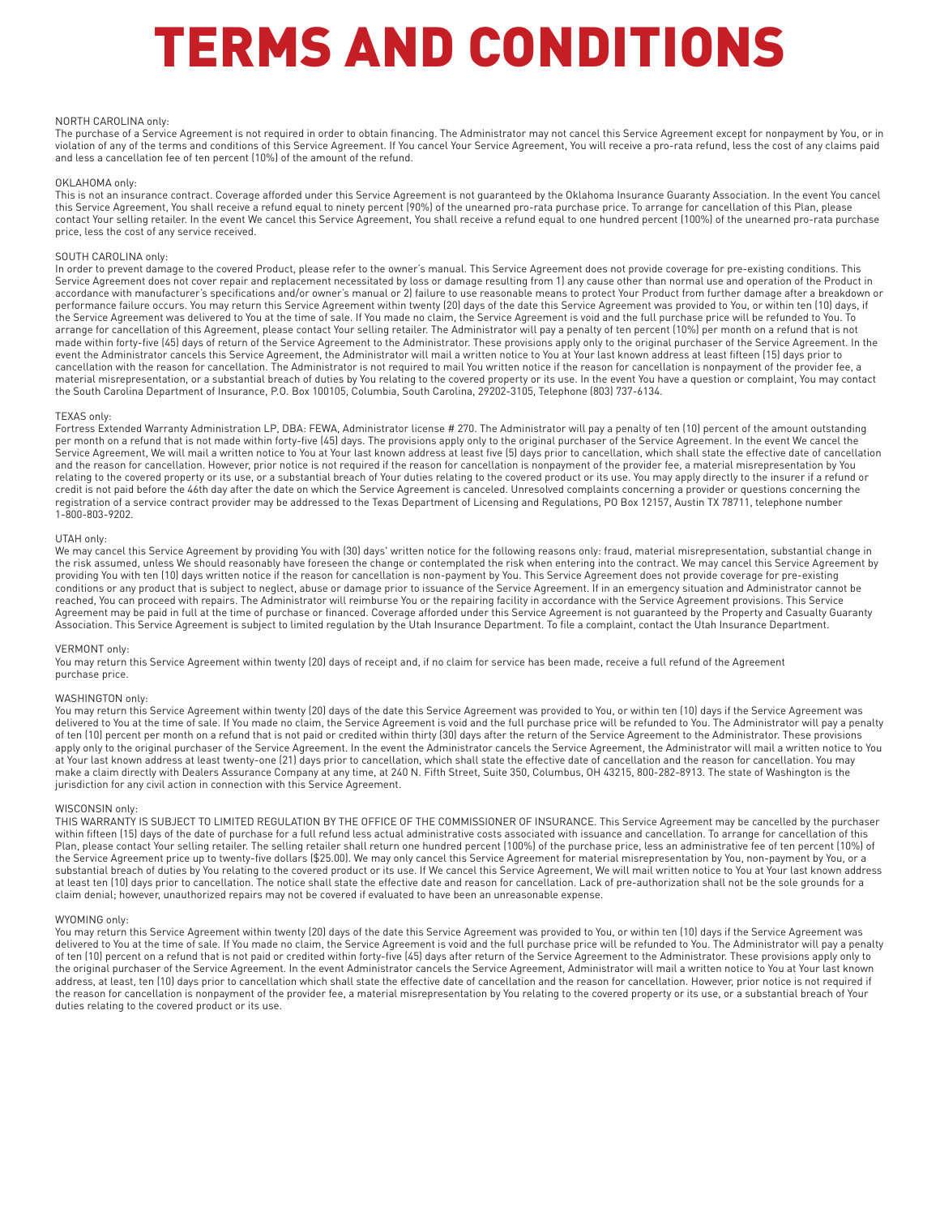# TERMS AND CONDITIONS

NORTH CAROLINA only:
The purchase of a Service Agreement is not required in order to obtain financing. The Administrator may not cancel this Service Agreement except for nonpayment by You, or in violation of any of the terms and conditions of this Service Agreement. If You cancel Your Service Agreement, You will receive a pro-rata refund, less the cost of any claims paid and less a cancellation fee of ten percent (10%) of the amount of the refund.

OKLAHOMA only:
This is not an insurance contract. Coverage afforded under this Service Agreement is not guaranteed by the Oklahoma Insurance Guaranty Association. In the event You cancel this Service Agreement, You shall receive a refund equal to ninety percent (90%) of the unearned pro-rata purchase price. To arrange for cancellation of this Plan, please contact Your selling retailer. In the event We cancel this Service Agreement, You shall receive a refund equal to one hundred percent (100%) of the unearned pro-rata purchase price, less the cost of any service received.

SOUTH CAROLINA only:
In order to prevent damage to the covered Product, please refer to the owner's manual. This Service Agreement does not provide coverage for pre-existing conditions. This Service Agreement does not cover repair and replacement necessitated by loss or damage resulting from 1) any cause other than normal use and operation of the Product in accordance with manufacturer's specifications and/or owner's manual or 2) failure to use reasonable means to protect Your Product from further damage after a breakdown or performance failure occurs. You may return this Service Agreement within twenty (20) days of the date this Service Agreement was provided to You, or within ten (10) days, if the Service Agreement was delivered to You at the time of sale. If You made no claim, the Service Agreement is void and the full purchase price will be refunded to You. To arrange for cancellation of this Agreement, please contact Your selling retailer. The Administrator will pay a penalty of ten percent (10%) per month on a refund that is not made within forty-five (45) days of return of the Service Agreement to the Administrator. These provisions apply only to the original purchaser of the Service Agreement. In the event the Administrator cancels this Service Agreement, the Administrator will mail a written notice to You at Your last known address at least fifteen (15) days prior to cancellation with the reason for cancellation. The Administrator is not required to mail You written notice if the reason for cancellation is nonpayment of the provider fee, a material misrepresentation, or a substantial breach of duties by You relating to the covered property or its use. In the event You have a question or complaint, You may contact the South Carolina Department of Insurance, P.O. Box 100105, Columbia, South Carolina, 29202-3105, Telephone (803) 737-6134.

TEXAS only:
Fortress Extended Warranty Administration LP, DBA: FEWA, Administrator license # 270. The Administrator will pay a penalty of ten (10) percent of the amount outstanding per month on a refund that is not made within forty-five (45) days. The provisions apply only to the original purchaser of the Service Agreement. In the event We cancel the Service Agreement, We will mail a written notice to You at Your last known address at least five (5) days prior to cancellation, which shall state the effective date of cancellation and the reason for cancellation. However, prior notice is not required if the reason for cancellation is nonpayment of the provider fee, a material misrepresentation by You relating to the covered property or its use, or a substantial breach of Your duties relating to the covered product or its use. You may apply directly to the insurer if a refund or credit is not paid before the 46th day after the date on which the Service Agreement is canceled. Unresolved complaints concerning a provider or questions concerning the registration of a service contract provider may be addressed to the Texas Department of Licensing and Regulations, PO Box 12157, Austin TX 78711, telephone number 1-800-803-9202.

UTAH only:
We may cancel this Service Agreement by providing You with (30) days' written notice for the following reasons only: fraud, material misrepresentation, substantial change in the risk assumed, unless We should reasonably have foreseen the change or contemplated the risk when entering into the contract. We may cancel this Service Agreement by providing You with ten (10) days written notice if the reason for cancellation is non-payment by You. This Service Agreement does not provide coverage for pre-existing conditions or any product that is subject to neglect, abuse or damage prior to issuance of the Service Agreement. If in an emergency situation and Administrator cannot be reached, You can proceed with repairs. The Administrator will reimburse You or the repairing facility in accordance with the Service Agreement provisions. This Service Agreement may be paid in full at the time of purchase or financed. Coverage afforded under this Service Agreement is not guaranteed by the Property and Casualty Guaranty Association. This Service Agreement is subject to limited regulation by the Utah Insurance Department. To file a complaint, contact the Utah Insurance Department.

VERMONT only:
You may return this Service Agreement within twenty (20) days of receipt and, if no claim for service has been made, receive a full refund of the Agreement purchase price.

WASHINGTON only:
You may return this Service Agreement within twenty (20) days of the date this Service Agreement was provided to You, or within ten (10) days if the Service Agreement was delivered to You at the time of sale. If You made no claim, the Service Agreement is void and the full purchase price will be refunded to You. The Administrator will pay a penalty of ten (10) percent per month on a refund that is not paid or credited within thirty (30) days after the return of the Service Agreement to the Administrator. These provisions apply only to the original purchaser of the Service Agreement. In the event the Administrator cancels the Service Agreement, the Administrator will mail a written notice to You at Your last known address at least twenty-one (21) days prior to cancellation, which shall state the effective date of cancellation and the reason for cancellation. You may make a claim directly with Dealers Assurance Company at any time, at 240 N. Fifth Street, Suite 350, Columbus, OH 43215, 800-282-8913. The state of Washington is the jurisdiction for any civil action in connection with this Service Agreement.

WISCONSIN only:
THIS WARRANTY IS SUBJECT TO LIMITED REGULATION BY THE OFFICE OF THE COMMISSIONER OF INSURANCE. This Service Agreement may be cancelled by the purchaser within fifteen (15) days of the date of purchase for a full refund less actual administrative costs associated with issuance and cancellation. To arrange for cancellation of this Plan, please contact Your selling retailer. The selling retailer shall return one hundred percent (100%) of the purchase price, less an administrative fee of ten percent (10%) of the Service Agreement price up to twenty-five dollars ($25.00). We may only cancel this Service Agreement for material misrepresentation by You, non-payment by You, or a substantial breach of duties by You relating to the covered product or its use. If We cancel this Service Agreement, We will mail written notice to You at Your last known address at least ten (10) days prior to cancellation. The notice shall state the effective date and reason for cancellation. Lack of pre-authorization shall not be the sole grounds for a claim denial; however, unauthorized repairs may not be covered if evaluated to have been an unreasonable expense.

WYOMING only:
You may return this Service Agreement within twenty (20) days of the date this Service Agreement was provided to You, or within ten (10) days if the Service Agreement was delivered to You at the time of sale. If You made no claim, the Service Agreement is void and the full purchase price will be refunded to You. The Administrator will pay a penalty of ten (10) percent on a refund that is not paid or credited within forty-five (45) days after return of the Service Agreement to the Administrator. These provisions apply only to the original purchaser of the Service Agreement. In the event Administrator cancels the Service Agreement, Administrator will mail a written notice to You at Your last known address, at least, ten (10) days prior to cancellation which shall state the effective date of cancellation and the reason for cancellation. However, prior notice is not required if the reason for cancellation is nonpayment of the provider fee, a material misrepresentation by You relating to the covered property or its use, or a substantial breach of Your duties relating to the covered product or its use.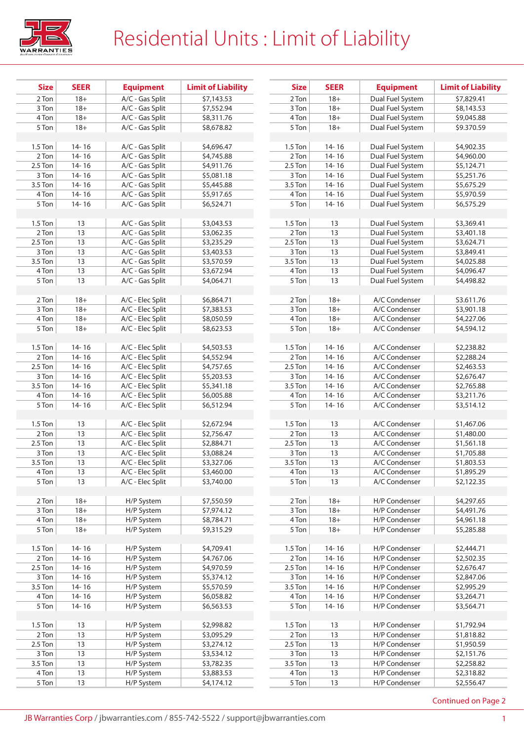# Residential Units : Limit of Liability

| Size | SEER | Equipment | Limit of Liability |
|---|---|---|---|
| 2 Ton | 18+ | A/C - Gas Split | $7,143.53 |
| 3 Ton | 18+ | A/C - Gas Split | $7,552.94 |
| 4 Ton | 18+ | A/C - Gas Split | $8,311.76 |
| 5 Ton | 18+ | A/C - Gas Split | $8,678.82 |
| | | | |
| 1.5 Ton | 14- 16 | A/C - Gas Split | $4,696.47 |
| 2 Ton | 14- 16 | A/C - Gas Split | $4,745.88 |
| 2.5 Ton | 14- 16 | A/C - Gas Split | $4,911.76 |
| 3 Ton | 14- 16 | A/C - Gas Split | $5,081.18 |
| 3.5 Ton | 14- 16 | A/C - Gas Split | $5,445.88 |
| 4 Ton | 14- 16 | A/C - Gas Split | $5,917.65 |
| 5 Ton | 14- 16 | A/C - Gas Split | $6,524.71 |
| | | | |
| 1.5 Ton | 13 | A/C - Gas Split | $3,043.53 |
| 2 Ton | 13 | A/C - Gas Split | $3,062.35 |
| 2.5 Ton | 13 | A/C - Gas Split | $3,235.29 |
| 3 Ton | 13 | A/C - Gas Split | $3,403.53 |
| 3.5 Ton | 13 | A/C - Gas Split | $3,570.59 |
| 4 Ton | 13 | A/C - Gas Split | $3,672.94 |
| 5 Ton | 13 | A/C - Gas Split | $4,064.71 |
| | | | |
| 2 Ton | 18+ | A/C - Elec Split | $6,864.71 |
| 3 Ton | 18+ | A/C - Elec Split | $7,383.53 |
| 4 Ton | 18+ | A/C - Elec Split | $8,050.59 |
| 5 Ton | 18+ | A/C - Elec Split | $8,623.53 |
| | | | |
| 1.5 Ton | 14- 16 | A/C - Elec Split | $4,503.53 |
| 2 Ton | 14- 16 | A/C - Elec Split | $4,552.94 |
| 2.5 Ton | 14- 16 | A/C - Elec Split | $4,757.65 |
| 3 Ton | 14- 16 | A/C - Elec Split | $5,203.53 |
| 3.5 Ton | 14- 16 | A/C - Elec Split | $5,341.18 |
| 4 Ton | 14- 16 | A/C - Elec Split | $6,005.88 |
| 5 Ton | 14- 16 | A/C - Elec Split | $6,512.94 |
| | | | |
| 1.5 Ton | 13 | A/C - Elec Split | $2,672.94 |
| 2 Ton | 13 | A/C - Elec Split | $2,756.47 |
| 2.5 Ton | 13 | A/C - Elec Split | $2,884.71 |
| 3 Ton | 13 | A/C - Elec Split | $3,088.24 |
| 3.5 Ton | 13 | A/C - Elec Split | $3,327.06 |
| 4 Ton | 13 | A/C - Elec Split | $3,460.00 |
| 5 Ton | 13 | A/C - Elec Split | $3,740.00 |
| | | | |
| 2 Ton | 18+ | H/P System | $7,550.59 |
| 3 Ton | 18+ | H/P System | $7,974.12 |
| 4 Ton | 18+ | H/P System | $8,784.71 |
| 5 Ton | 18+ | H/P System | $9,315.29 |
| | | | |
| 1.5 Ton | 14- 16 | H/P System | $4,709.41 |
| 2 Ton | 14- 16 | H/P System | $4,767.06 |
| 2.5 Ton | 14- 16 | H/P System | $4,970.59 |
| 3 Ton | 14- 16 | H/P System | $5,374.12 |
| 3.5 Ton | 14- 16 | H/P System | $5,570.59 |
| 4 Ton | 14- 16 | H/P System | $6,058.82 |
| 5 Ton | 14- 16 | H/P System | $6,563.53 |
| | | | |
| 1.5 Ton | 13 | H/P System | $2,998.82 |
| 2 Ton | 13 | H/P System | $3,095.29 |
| 2.5 Ton | 13 | H/P System | $3,274.12 |
| 3 Ton | 13 | H/P System | $3,534.12 |
| 3.5 Ton | 13 | H/P System | $3,782.35 |
| 4 Ton | 13 | H/P System | $3,883.53 |
| 5 Ton | 13 | H/P System | $4,174.12 |

| Size | SEER | Equipment | Limit of Liability |
|---|---|---|---|
| 2 Ton | 18+ | Dual Fuel System | $7,829.41 |
| 3 Ton | 18+ | Dual Fuel System | $8,143.53 |
| 4 Ton | 18+ | Dual Fuel System | $9,045.88 |
| 5 Ton | 18+ | Dual Fuel System | $9.370.59 |
| | | | |
| 1.5 Ton | 14- 16 | Dual Fuel System | $4,902.35 |
| 2 Ton | 14- 16 | Dual Fuel System | $4,960.00 |
| 2.5 Ton | 14- 16 | Dual Fuel System | $5,124.71 |
| 3 Ton | 14- 16 | Dual Fuel System | $5,251.76 |
| 3.5 Ton | 14- 16 | Dual Fuel System | $5,675.29 |
| 4 Ton | 14- 16 | Dual Fuel System | $5,970.59 |
| 5 Ton | 14- 16 | Dual Fuel System | $6,575.29 |
| | | | |
| 1.5 Ton | 13 | Dual Fuel System | $3,369.41 |
| 2 Ton | 13 | Dual Fuel System | $3,401.18 |
| 2.5 Ton | 13 | Dual Fuel System | $3,624.71 |
| 3 Ton | 13 | Dual Fuel System | $3,849.41 |
| 3.5 Ton | 13 | Dual Fuel System | $4,025.88 |
| 4 Ton | 13 | Dual Fuel System | $4,096.47 |
| 5 Ton | 13 | Dual Fuel System | $4,498.82 |
| | | | |
| 2 Ton | 18+ | A/C Condenser | S3.611.76 |
| 3 Ton | 18+ | A/C Condenser | $3,901.18 |
| 4 Ton | 18+ | A/C Condenser | $4,227.06 |
| 5 Ton | 18+ | A/C Condenser | $4,594.12 |
| | | | |
| 1.5 Ton | 14- 16 | A/C Condenser | $2,238.82 |
| 2 Ton | 14- 16 | A/C Condenser | $2,288.24 |
| 2.5 Ton | 14- 16 | A/C Condenser | $2,463.53 |
| 3 Ton | 14- 16 | A/C Condenser | $2,676.47 |
| 3.5 Ton | 14- 16 | A/C Condenser | $2,765.88 |
| 4 Ton | 14- 16 | A/C Condenser | $3,211.76 |
| 5 Ton | 14- 16 | A/C Condenser | $3,514.12 |
| | | | |
| 1.5 Ton | 13 | A/C Condenser | $1,467.06 |
| 2 Ton | 13 | A/C Condenser | $1,480.00 |
| 2.5 Ton | 13 | A/C Condenser | $1,561.18 |
| 3 Ton | 13 | A/C Condenser | $1,705.88 |
| 3.5 Ton | 13 | A/C Condenser | $1,803.53 |
| 4 Ton | 13 | A/C Condenser | $1,895.29 |
| 5 Ton | 13 | A/C Condenser | $2,122.35 |
| | | | |
| 2 Ton | 18+ | H/P Condenser | $4,297.65 |
| 3 Ton | 18+ | H/P Condenser | $4,491.76 |
| 4 Ton | 18+ | H/P Condenser | $4,961.18 |
| 5 Ton | 18+ | H/P Condenser | $5,285.88 |
| | | | |
| 1.5 Ton | 14- 16 | H/P Condenser | $2,444.71 |
| 2 Ton | 14- 16 | H/P Condenser | $2,502.35 |
| 2.5 Ton | 14- 16 | H/P Condenser | $2,676.47 |
| 3 Ton | 14- 16 | H/P Condenser | $2,847.06 |
| 3.5 Ton | 14- 16 | H/P Condenser | $2,995.29 |
| 4 Ton | 14- 16 | H/P Condenser | $3,264.71 |
| 5 Ton | 14- 16 | H/P Condenser | $3,564.71 |
| | | | |
| 1.5 Ton | 13 | H/P Condenser | $1,792.94 |
| 2 Ton | 13 | H/P Condenser | $1,818.82 |
| 2.5 Ton | 13 | H/P Condenser | $1,950.59 |
| 3 Ton | 13 | H/P Condenser | $2,151.76 |
| 3.5 Ton | 13 | H/P Condenser | $2,258.82 |
| 4 Ton | 13 | H/P Condenser | $2,318.82 |
| 5 Ton | 13 | H/P Condenser | $2,556.47 |

Continued on Page 2

JB Warranties Corp / jbwarranties.com / 855-742-5522 / support@jbwarranties.com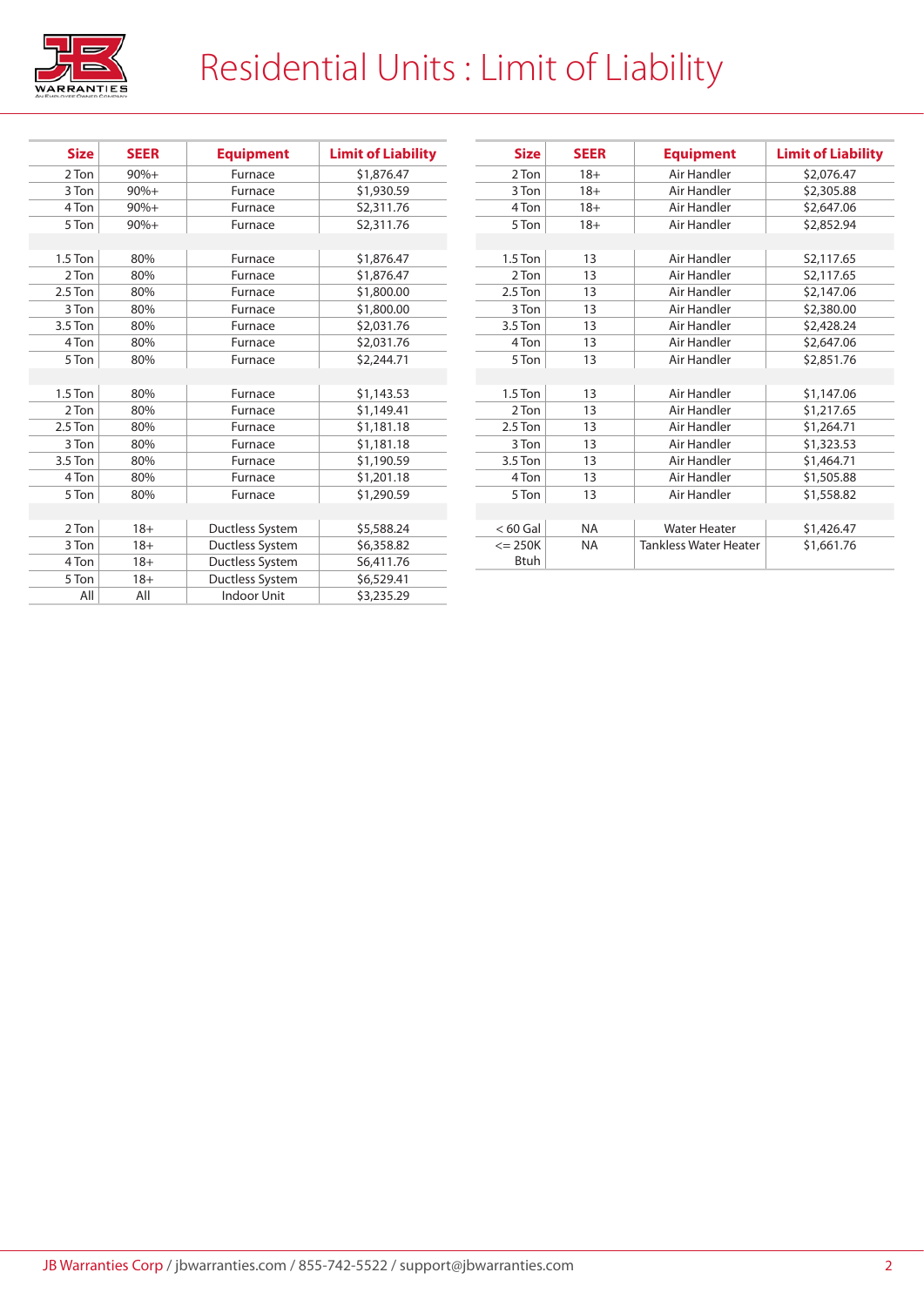# Residential Units : Limit of Liability

| Size | SEER | Equipment | Limit of Liability |
|---|---|---|---|
| 2 Ton | 90%+ | Furnace | $1,876.47 |
| 3 Ton | 90%+ | Furnace | $1,930.59 |
| 4 Ton | 90%+ | Furnace | S2,311.76 |
| 5 Ton | 90%+ | Furnace | S2,311.76 |
| | | | |
| 1.5 Ton | 80% | Furnace | $1,876.47 |
| 2 Ton | 80% | Furnace | $1,876.47 |
| 2.5 Ton | 80% | Furnace | $1,800.00 |
| 3 Ton | 80% | Furnace | $1,800.00 |
| 3.5 Ton | 80% | Furnace | $2,031.76 |
| 4 Ton | 80% | Furnace | $2,031.76 |
| 5 Ton | 80% | Furnace | $2,244.71 |
| | | | |
| 1.5 Ton | 80% | Furnace | $1,143.53 |
| 2 Ton | 80% | Furnace | $1,149.41 |
| 2.5 Ton | 80% | Furnace | $1,181.18 |
| 3 Ton | 80% | Furnace | $1,181.18 |
| 3.5 Ton | 80% | Furnace | $1,190.59 |
| 4 Ton | 80% | Furnace | $1,201.18 |
| 5 Ton | 80% | Furnace | $1,290.59 |
| | | | |
| 2 Ton | 18+ | Ductless System | $5,588.24 |
| 3 Ton | 18+ | Ductless System | $6,358.82 |
| 4 Ton | 18+ | Ductless System | S6,411.76 |
| 5 Ton | 18+ | Ductless System | $6,529.41 |
| All | All | Indoor Unit | $3,235.29 |

| Size | SEER | Equipment | Limit of Liability |
|---|---|---|---|
| 2 Ton | 18+ | Air Handler | $2,076.47 |
| 3 Ton | 18+ | Air Handler | $2,305.88 |
| 4 Ton | 18+ | Air Handler | $2,647.06 |
| 5 Ton | 18+ | Air Handler | $2,852.94 |
| | | | |
| 1.5 Ton | 13 | Air Handler | S2,117.65 |
| 2 Ton | 13 | Air Handler | S2,117.65 |
| 2.5 Ton | 13 | Air Handler | $2,147.06 |
| 3 Ton | 13 | Air Handler | $2,380.00 |
| 3.5 Ton | 13 | Air Handler | $2,428.24 |
| 4 Ton | 13 | Air Handler | $2,647.06 |
| 5 Ton | 13 | Air Handler | $2,851.76 |
| | | | |
| 1.5 Ton | 13 | Air Handler | $1,147.06 |
| 2 Ton | 13 | Air Handler | $1,217.65 |
| 2.5 Ton | 13 | Air Handler | $1,264.71 |
| 3 Ton | 13 | Air Handler | $1,323.53 |
| 3.5 Ton | 13 | Air Handler | $1,464.71 |
| 4 Ton | 13 | Air Handler | $1,505.88 |
| 5 Ton | 13 | Air Handler | $1,558.82 |
| | | | |
| < 60 Gal | NA | Water Heater | $1,426.47 |
| <= 250K Btuh | NA | Tankless Water Heater | $1,661.76 |

JB Warranties Corp / jbwarranties.com / 855-742-5522 / support@jbwarranties.com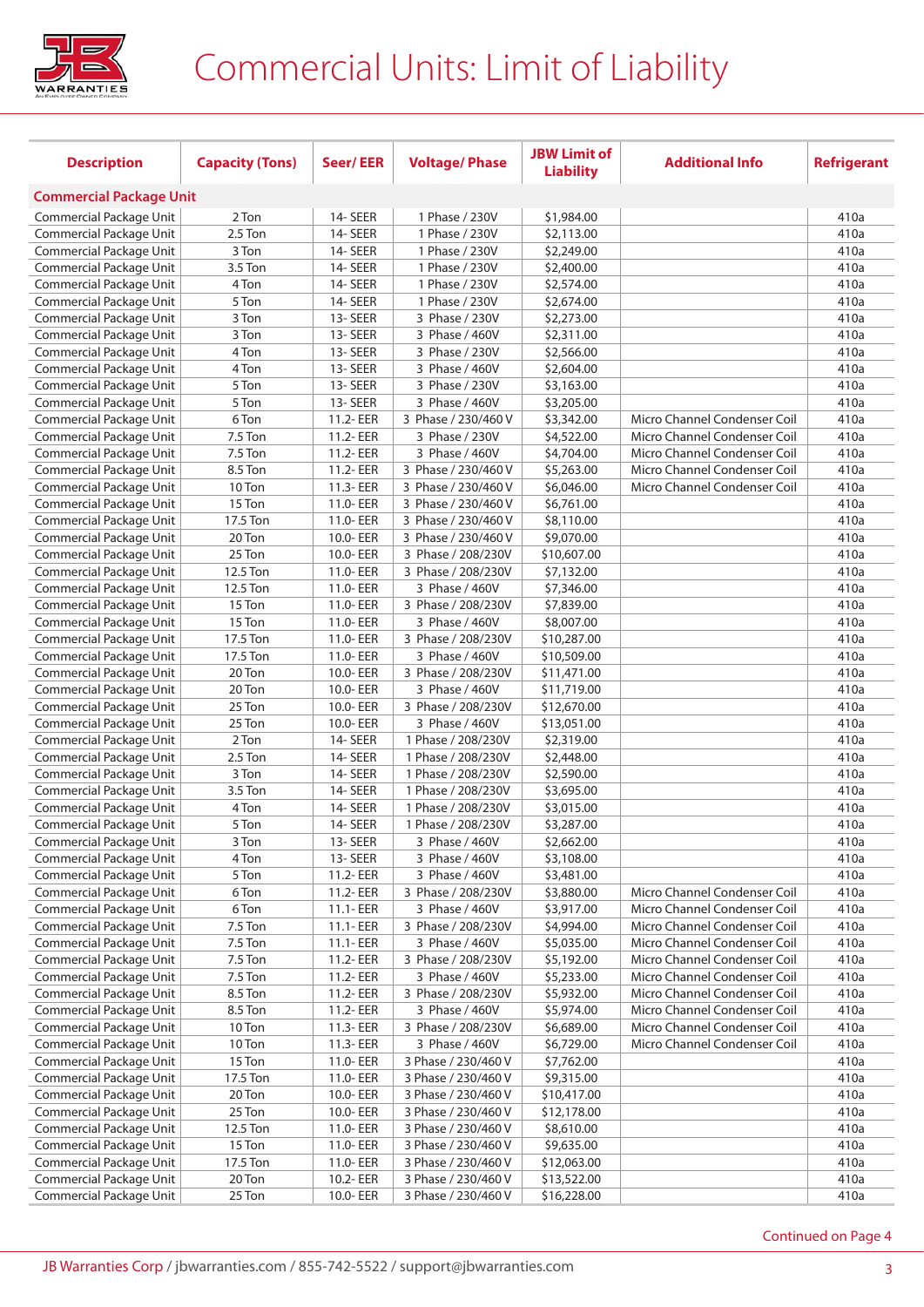# Commercial Units: Limit of Liability

| Description | Capacity (Tons) | Seer/ EER | Voltage/ Phase | JBW Limit of Liability | Additional Info | Refrigerant |
|---|---|---|---|---|---|---|
| **Commercial Package Unit** | | | | | | |
| Commercial Package Unit | 2 Ton | 14- SEER | 1 Phase / 230V | $1,984.00 | | 410a |
| Commercial Package Unit | 2.5 Ton | 14- SEER | 1 Phase / 230V | $2,113.00 | | 410a |
| Commercial Package Unit | 3 Ton | 14- SEER | 1 Phase / 230V | $2,249.00 | | 410a |
| Commercial Package Unit | 3.5 Ton | 14- SEER | 1 Phase / 230V | $2,400.00 | | 410a |
| Commercial Package Unit | 4 Ton | 14- SEER | 1 Phase / 230V | $2,574.00 | | 410a |
| Commercial Package Unit | 5 Ton | 14- SEER | 1 Phase / 230V | $2,674.00 | | 410a |
| Commercial Package Unit | 3 Ton | 13- SEER | 3 Phase / 230V | $2,273.00 | | 410a |
| Commercial Package Unit | 3 Ton | 13- SEER | 3 Phase / 460V | $2,311.00 | | 410a |
| Commercial Package Unit | 4 Ton | 13- SEER | 3 Phase / 230V | $2,566.00 | | 410a |
| Commercial Package Unit | 4 Ton | 13- SEER | 3 Phase / 460V | $2,604.00 | | 410a |
| Commercial Package Unit | 5 Ton | 13- SEER | 3 Phase / 230V | $3,163.00 | | 410a |
| Commercial Package Unit | 5 Ton | 13- SEER | 3 Phase / 460V | $3,205.00 | | 410a |
| Commercial Package Unit | 6 Ton | 11.2- EER | 3 Phase / 230/460 V | $3,342.00 | Micro Channel Condenser Coil | 410a |
| Commercial Package Unit | 7.5 Ton | 11.2- EER | 3 Phase / 230V | $4,522.00 | Micro Channel Condenser Coil | 410a |
| Commercial Package Unit | 7.5 Ton | 11.2- EER | 3 Phase / 460V | $4,704.00 | Micro Channel Condenser Coil | 410a |
| Commercial Package Unit | 8.5 Ton | 11.2- EER | 3 Phase / 230/460 V | $5,263.00 | Micro Channel Condenser Coil | 410a |
| Commercial Package Unit | 10 Ton | 11.3- EER | 3 Phase / 230/460 V | $6,046.00 | Micro Channel Condenser Coil | 410a |
| Commercial Package Unit | 15 Ton | 11.0- EER | 3 Phase / 230/460 V | $6,761.00 | | 410a |
| Commercial Package Unit | 17.5 Ton | 11.0- EER | 3 Phase / 230/460 V | $8,110.00 | | 410a |
| Commercial Package Unit | 20 Ton | 10.0- EER | 3 Phase / 230/460 V | $9,070.00 | | 410a |
| Commercial Package Unit | 25 Ton | 10.0- EER | 3 Phase / 208/230V | $10,607.00 | | 410a |
| Commercial Package Unit | 12.5 Ton | 11.0- EER | 3 Phase / 208/230V | $7,132.00 | | 410a |
| Commercial Package Unit | 12.5 Ton | 11.0- EER | 3 Phase / 460V | $7,346.00 | | 410a |
| Commercial Package Unit | 15 Ton | 11.0- EER | 3 Phase / 208/230V | $7,839.00 | | 410a |
| Commercial Package Unit | 15 Ton | 11.0- EER | 3 Phase / 460V | $8,007.00 | | 410a |
| Commercial Package Unit | 17.5 Ton | 11.0- EER | 3 Phase / 208/230V | $10,287.00 | | 410a |
| Commercial Package Unit | 17.5 Ton | 11.0- EER | 3 Phase / 460V | $10,509.00 | | 410a |
| Commercial Package Unit | 20 Ton | 10.0- EER | 3 Phase / 208/230V | $11,471.00 | | 410a |
| Commercial Package Unit | 20 Ton | 10.0- EER | 3 Phase / 460V | $11,719.00 | | 410a |
| Commercial Package Unit | 25 Ton | 10.0- EER | 3 Phase / 208/230V | $12,670.00 | | 410a |
| Commercial Package Unit | 25 Ton | 10.0- EER | 3 Phase / 460V | $13,051.00 | | 410a |
| Commercial Package Unit | 2 Ton | 14- SEER | 1 Phase / 208/230V | $2,319.00 | | 410a |
| Commercial Package Unit | 2.5 Ton | 14- SEER | 1 Phase / 208/230V | $2,448.00 | | 410a |
| Commercial Package Unit | 3 Ton | 14- SEER | 1 Phase / 208/230V | $2,590.00 | | 410a |
| Commercial Package Unit | 3.5 Ton | 14- SEER | 1 Phase / 208/230V | $3,695.00 | | 410a |
| Commercial Package Unit | 4 Ton | 14- SEER | 1 Phase / 208/230V | $3,015.00 | | 410a |
| Commercial Package Unit | 5 Ton | 14- SEER | 1 Phase / 208/230V | $3,287.00 | | 410a |
| Commercial Package Unit | 3 Ton | 13- SEER | 3 Phase / 460V | $2,662.00 | | 410a |
| Commercial Package Unit | 4 Ton | 13- SEER | 3 Phase / 460V | $3,108.00 | | 410a |
| Commercial Package Unit | 5 Ton | 11.2- EER | 3 Phase / 460V | $3,481.00 | | 410a |
| Commercial Package Unit | 6 Ton | 11.2- EER | 3 Phase / 208/230V | $3,880.00 | Micro Channel Condenser Coil | 410a |
| Commercial Package Unit | 6 Ton | 11.1- EER | 3 Phase / 460V | $3,917.00 | Micro Channel Condenser Coil | 410a |
| Commercial Package Unit | 7.5 Ton | 11.1- EER | 3 Phase / 208/230V | $4,994.00 | Micro Channel Condenser Coil | 410a |
| Commercial Package Unit | 7.5 Ton | 11.1- EER | 3 Phase / 460V | $5,035.00 | Micro Channel Condenser Coil | 410a |
| Commercial Package Unit | 7.5 Ton | 11.2- EER | 3 Phase / 208/230V | $5,192.00 | Micro Channel Condenser Coil | 410a |
| Commercial Package Unit | 7.5 Ton | 11.2- EER | 3 Phase / 460V | $5,233.00 | Micro Channel Condenser Coil | 410a |
| Commercial Package Unit | 8.5 Ton | 11.2- EER | 3 Phase / 208/230V | $5,932.00 | Micro Channel Condenser Coil | 410a |
| Commercial Package Unit | 8.5 Ton | 11.2- EER | 3 Phase / 460V | $5,974.00 | Micro Channel Condenser Coil | 410a |
| Commercial Package Unit | 10 Ton | 11.3- EER | 3 Phase / 208/230V | $6,689.00 | Micro Channel Condenser Coil | 410a |
| Commercial Package Unit | 10 Ton | 11.3- EER | 3 Phase / 460V | $6,729.00 | Micro Channel Condenser Coil | 410a |
| Commercial Package Unit | 15 Ton | 11.0- EER | 3 Phase / 230/460 V | $7,762.00 | | 410a |
| Commercial Package Unit | 17.5 Ton | 11.0- EER | 3 Phase / 230/460 V | $9,315.00 | | 410a |
| Commercial Package Unit | 20 Ton | 10.0- EER | 3 Phase / 230/460 V | $10,417.00 | | 410a |
| Commercial Package Unit | 25 Ton | 10.0- EER | 3 Phase / 230/460 V | $12,178.00 | | 410a |
| Commercial Package Unit | 12.5 Ton | 11.0- EER | 3 Phase / 230/460 V | $8,610.00 | | 410a |
| Commercial Package Unit | 15 Ton | 11.0- EER | 3 Phase / 230/460 V | $9,635.00 | | 410a |
| Commercial Package Unit | 17.5 Ton | 11.0- EER | 3 Phase / 230/460 V | $12,063.00 | | 410a |
| Commercial Package Unit | 20 Ton | 10.2- EER | 3 Phase / 230/460 V | $13,522.00 | | 410a |
| Commercial Package Unit | 25 Ton | 10.0- EER | 3 Phase / 230/460 V | $16,228.00 | | 410a |

Continued on Page 4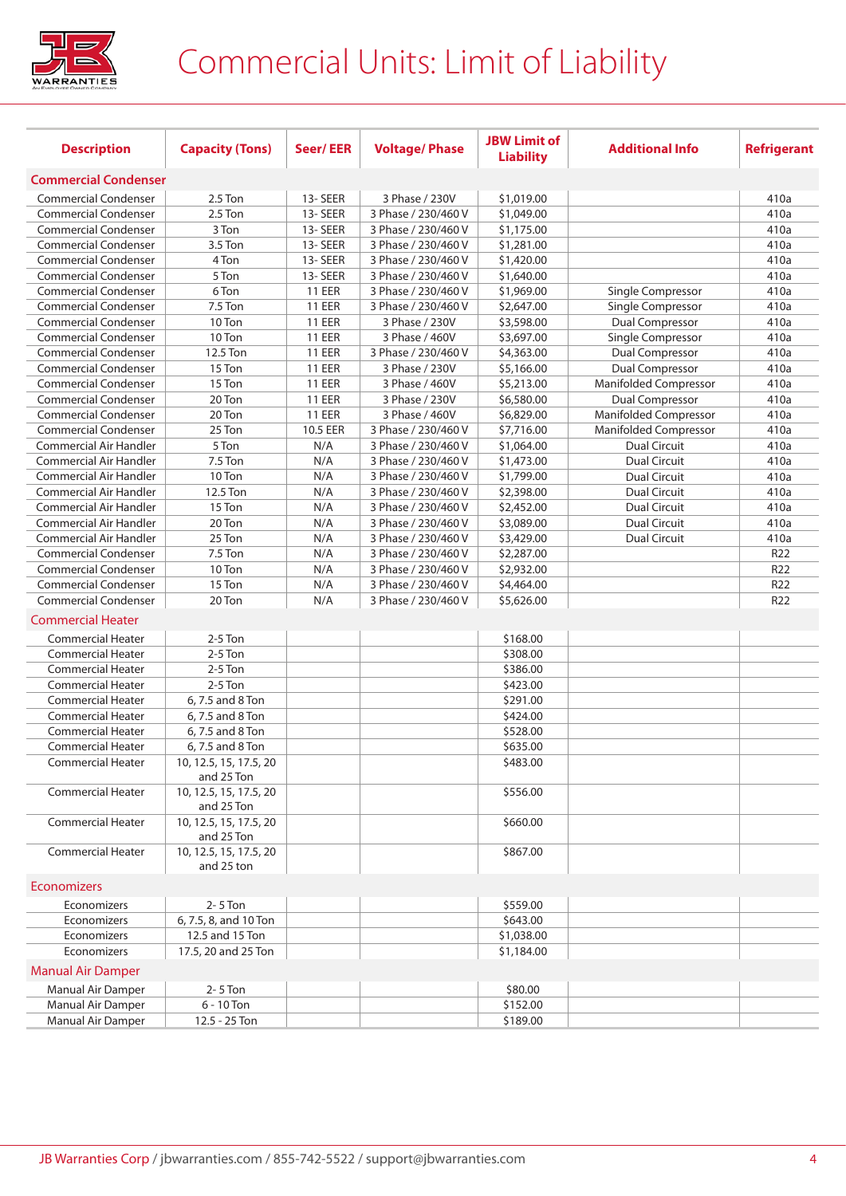# Commercial Units: Limit of Liability

| Description | Capacity (Tons) | Seer/ EER | Voltage/ Phase | JBW Limit of Liability | Additional Info | Refrigerant |
|---|---|---|---|---|---|---|
| **Commercial Condenser** | | | | | | |
| Commercial Condenser | 2.5 Ton | 13- SEER | 3 Phase / 230V | $1,019.00 | | 410a |
| Commercial Condenser | 2.5 Ton | 13- SEER | 3 Phase / 230/460 V | $1,049.00 | | 410a |
| Commercial Condenser | 3 Ton | 13- SEER | 3 Phase / 230/460 V | $1,175.00 | | 410a |
| Commercial Condenser | 3.5 Ton | 13- SEER | 3 Phase / 230/460 V | $1,281.00 | | 410a |
| Commercial Condenser | 4 Ton | 13- SEER | 3 Phase / 230/460 V | $1,420.00 | | 410a |
| Commercial Condenser | 5 Ton | 13- SEER | 3 Phase / 230/460 V | $1,640.00 | | 410a |
| Commercial Condenser | 6 Ton | 11 EER | 3 Phase / 230/460 V | $1,969.00 | Single Compressor | 410a |
| Commercial Condenser | 7.5 Ton | 11 EER | 3 Phase / 230/460 V | $2,647.00 | Single Compressor | 410a |
| Commercial Condenser | 10 Ton | 11 EER | 3 Phase / 230V | $3,598.00 | Dual Compressor | 410a |
| Commercial Condenser | 10 Ton | 11 EER | 3 Phase / 460V | $3,697.00 | Single Compressor | 410a |
| Commercial Condenser | 12.5 Ton | 11 EER | 3 Phase / 230/460 V | $4,363.00 | Dual Compressor | 410a |
| Commercial Condenser | 15 Ton | 11 EER | 3 Phase / 230V | $5,166.00 | Dual Compressor | 410a |
| Commercial Condenser | 15 Ton | 11 EER | 3 Phase / 460V | $5,213.00 | Manifolded Compressor | 410a |
| Commercial Condenser | 20 Ton | 11 EER | 3 Phase / 230V | $6,580.00 | Dual Compressor | 410a |
| Commercial Condenser | 20 Ton | 11 EER | 3 Phase / 460V | $6,829.00 | Manifolded Compressor | 410a |
| Commercial Condenser | 25 Ton | 10.5 EER | 3 Phase / 230/460 V | $7,716.00 | Manifolded Compressor | 410a |
| Commercial Air Handler | 5 Ton | N/A | 3 Phase / 230/460 V | $1,064.00 | Dual Circuit | 410a |
| Commercial Air Handler | 7.5 Ton | N/A | 3 Phase / 230/460 V | $1,473.00 | Dual Circuit | 410a |
| Commercial Air Handler | 10 Ton | N/A | 3 Phase / 230/460 V | $1,799.00 | Dual Circuit | 410a |
| Commercial Air Handler | 12.5 Ton | N/A | 3 Phase / 230/460 V | $2,398.00 | Dual Circuit | 410a |
| Commercial Air Handler | 15 Ton | N/A | 3 Phase / 230/460 V | $2,452.00 | Dual Circuit | 410a |
| Commercial Air Handler | 20 Ton | N/A | 3 Phase / 230/460 V | $3,089.00 | Dual Circuit | 410a |
| Commercial Air Handler | 25 Ton | N/A | 3 Phase / 230/460 V | $3,429.00 | Dual Circuit | 410a |
| Commercial Condenser | 7.5 Ton | N/A | 3 Phase / 230/460 V | $2,287.00 | | R22 |
| Commercial Condenser | 10 Ton | N/A | 3 Phase / 230/460 V | $2,932.00 | | R22 |
| Commercial Condenser | 15 Ton | N/A | 3 Phase / 230/460 V | $4,464.00 | | R22 |
| Commercial Condenser | 20 Ton | N/A | 3 Phase / 230/460 V | $5,626.00 | | R22 |
| **Commercial Heater** | | | | | | |
| Commercial Heater | 2-5 Ton | | | $168.00 | | |
| Commercial Heater | 2-5 Ton | | | $308.00 | | |
| Commercial Heater | 2-5 Ton | | | $386.00 | | |
| Commercial Heater | 2-5 Ton | | | $423.00 | | |
| Commercial Heater | 6, 7.5 and 8 Ton | | | $291.00 | | |
| Commercial Heater | 6, 7.5 and 8 Ton | | | $424.00 | | |
| Commercial Heater | 6, 7.5 and 8 Ton | | | $528.00 | | |
| Commercial Heater | 6, 7.5 and 8 Ton | | | $635.00 | | |
| Commercial Heater | 10, 12.5, 15, 17.5, 20 and 25 Ton | | | $483.00 | | |
| Commercial Heater | 10, 12.5, 15, 17.5, 20 and 25 Ton | | | $556.00 | | |
| Commercial Heater | 10, 12.5, 15, 17.5, 20 and 25 Ton | | | $660.00 | | |
| Commercial Heater | 10, 12.5, 15, 17.5, 20 and 25 ton | | | $867.00 | | |
| **Economizers** | | | | | | |
| Economizers | 2- 5 Ton | | | $559.00 | | |
| Economizers | 6, 7.5, 8, and 10 Ton | | | $643.00 | | |
| Economizers | 12.5 and 15 Ton | | | $1,038.00 | | |
| Economizers | 17.5, 20 and 25 Ton | | | $1,184.00 | | |
| **Manual Air Damper** | | | | | | |
| Manual Air Damper | 2- 5 Ton | | | $80.00 | | |
| Manual Air Damper | 6 - 10 Ton | | | $152.00 | | |
| Manual Air Damper | 12.5 - 25 Ton | | | $189.00 | | |